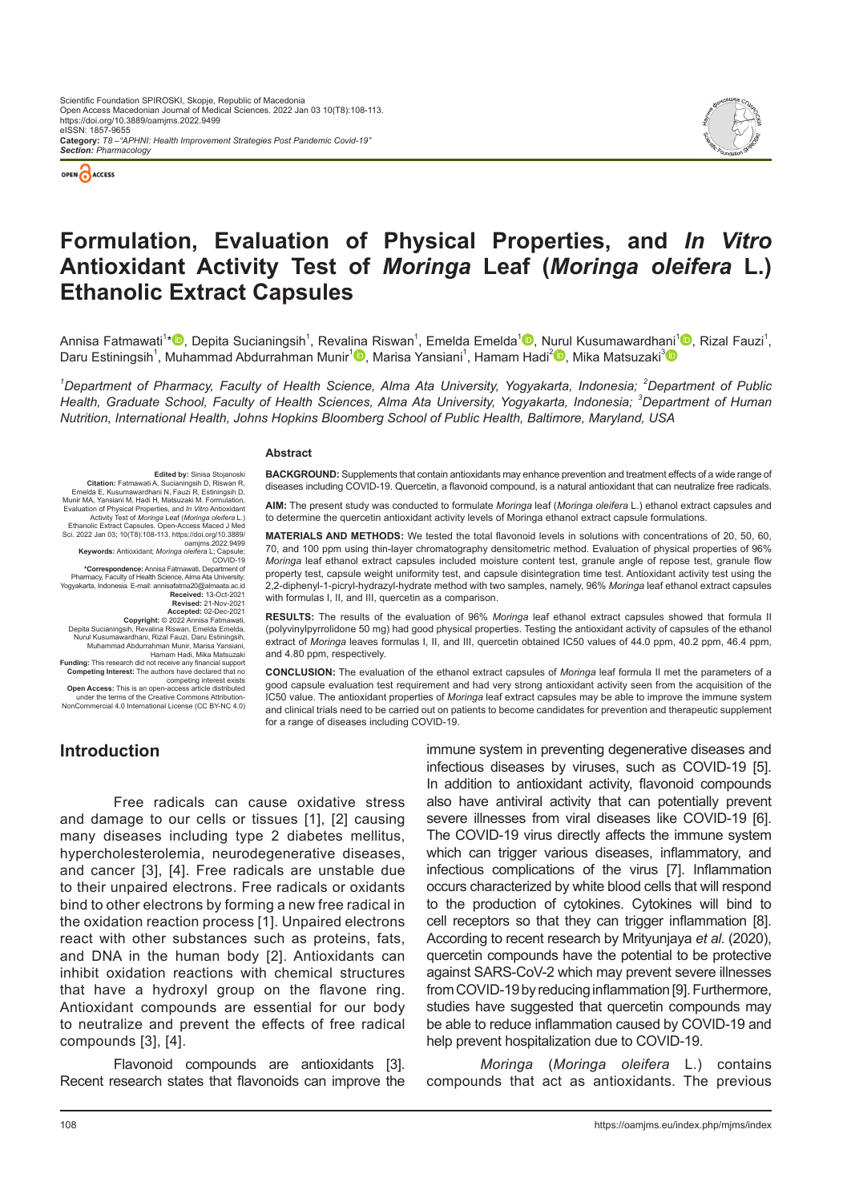Scientific Foundation SPIROSKI, Skopje, Republic of Macedonia
Open Access Macedonian Journal of Medical Sciences. 2022 Jan 03 10(T8):108-113.
https://doi.org/10.3889/oamjms.2022.9499
eISSN: 1857-9655
**Category:** *T8 –"APHNI: Health Improvement Strategies Post Pandemic Covid-19"*
***Section:*** *Pharmacology*

# Formulation, Evaluation of Physical Properties, and *In Vitro* Antioxidant Activity Test of *Moringa* Leaf (*Moringa oleifera* L.) Ethanolic Extract Capsules

Annisa Fatmawati[1]*, Depita Sucianingsih[1], Revalina Riswan[1], Emelda Emelda[1], Nurul Kusumawardhani[1], Rizal Fauzi[1], Daru Estiningsih[1], Muhammad Abdurrahman Munir[1], Marisa Yansiani[1], Hamam Hadi[2], Mika Matsuzaki[3]

*[1]Department of Pharmacy, Faculty of Health Science, Alma Ata University, Yogyakarta, Indonesia; [2]Department of Public Health, Graduate School, Faculty of Health Sciences, Alma Ata University, Yogyakarta, Indonesia; [3]Department of Human Nutrition, International Health, Johns Hopkins Bloomberg School of Public Health, Baltimore, Maryland, USA*

**Edited by:** Sinisa Stojanoski
**Citation:** Fatmawati A, Sucianingsih D, Riswan R, Emelda E, Kusumawardhani N, Fauzi R, Estiningsih D, Munir MA, Yansiani M, Hadi H, Matsuzaki M. Formulation, Evaluation of Physical Properties, and *In Vitro* Antioxidant Activity Test of *Moringa* Leaf (*Moringa oleifera* L.) Ethanolic Extract Capsules. Open-Access Maced J Med Sci. 2022 Jan 03; 10(T8):108-113. https://doi.org/10.3889/oamjms.2022.9499
**Keywords:** Antioxidant; *Moringa oleifera* L; Capsule; COVID-19
***Correspondence:** Annisa Fatmawati, Department of Pharmacy, Faculty of Health Science, Alma Ata University; Yogyakarta, Indonesia. E-mail: annisafatma20@almaata.ac.id
**Received:** 13-Oct-2021
**Revised:** 21-Nov-2021
**Accepted:** 02-Dec-2021
**Copyright:** © 2022 Annisa Fatmawati, Depita Sucianingsih, Revalina Riswan, Emelda Emelda, Nurul Kusumawardhani, Rizal Fauzi, Daru Estiningsih, Muhammad Abdurrahman Munir, Marisa Yansiani, Hamam Hadi, Mika Matsuzaki
**Funding:** This research did not receive any financial support
**Competing Interest:** The authors have declared that no competing interest exists
**Open Access:** This is an open-access article distributed under the terms of the Creative Commons Attribution-NonCommercial 4.0 International License (CC BY-NC 4.0)

## Abstract

**BACKGROUND:** Supplements that contain antioxidants may enhance prevention and treatment effects of a wide range of diseases including COVID-19. Quercetin, a flavonoid compound, is a natural antioxidant that can neutralize free radicals.

**AIM:** The present study was conducted to formulate *Moringa* leaf (*Moringa oleifera* L.) ethanol extract capsules and to determine the quercetin antioxidant activity levels of Moringa ethanol extract capsule formulations.

**MATERIALS AND METHODS:** We tested the total flavonoid levels in solutions with concentrations of 20, 50, 60, 70, and 100 ppm using thin-layer chromatography densitometric method. Evaluation of physical properties of 96% *Moringa* leaf ethanol extract capsules included moisture content test, granule angle of repose test, granule flow property test, capsule weight uniformity test, and capsule disintegration time test. Antioxidant activity test using the 2,2-diphenyl-1-picryl-hydrazyl-hydrate method with two samples, namely, 96% *Moringa* leaf ethanol extract capsules with formulas I, II, and III, quercetin as a comparison.

**RESULTS:** The results of the evaluation of 96% *Moringa* leaf ethanol extract capsules showed that formula II (polyvinylpyrrolidone 50 mg) had good physical properties. Testing the antioxidant activity of capsules of the ethanol extract of *Moringa* leaves formulas I, II, and III, quercetin obtained IC50 values of 44.0 ppm, 40.2 ppm, 46.4 ppm, and 4.80 ppm, respectively.

**CONCLUSION:** The evaluation of the ethanol extract capsules of *Moringa* leaf formula II met the parameters of a good capsule evaluation test requirement and had very strong antioxidant activity seen from the acquisition of the IC50 value. The antioxidant properties of *Moringa* leaf extract capsules may be able to improve the immune system and clinical trials need to be carried out on patients to become candidates for prevention and therapeutic supplement for a range of diseases including COVID-19.

## Introduction

Free radicals can cause oxidative stress and damage to our cells or tissues [1], [2] causing many diseases including type 2 diabetes mellitus, hypercholesterolemia, neurodegenerative diseases, and cancer [3], [4]. Free radicals are unstable due to their unpaired electrons. Free radicals or oxidants bind to other electrons by forming a new free radical in the oxidation reaction process [1]. Unpaired electrons react with other substances such as proteins, fats, and DNA in the human body [2]. Antioxidants can inhibit oxidation reactions with chemical structures that have a hydroxyl group on the flavone ring. Antioxidant compounds are essential for our body to neutralize and prevent the effects of free radical compounds [3], [4].

Flavonoid compounds are antioxidants [3]. Recent research states that flavonoids can improve the immune system in preventing degenerative diseases and infectious diseases by viruses, such as COVID-19 [5]. In addition to antioxidant activity, flavonoid compounds also have antiviral activity that can potentially prevent severe illnesses from viral diseases like COVID-19 [6]. The COVID-19 virus directly affects the immune system which can trigger various diseases, inflammatory, and infectious complications of the virus [7]. Inflammation occurs characterized by white blood cells that will respond to the production of cytokines. Cytokines will bind to cell receptors so that they can trigger inflammation [8]. According to recent research by Mrityunjaya *et al.* (2020), quercetin compounds have the potential to be protective against SARS-CoV-2 which may prevent severe illnesses from COVID-19 by reducing inflammation [9]. Furthermore, studies have suggested that quercetin compounds may be able to reduce inflammation caused by COVID-19 and help prevent hospitalization due to COVID-19.

*Moringa* (*Moringa oleifera* L.) contains compounds that act as antioxidants. The previous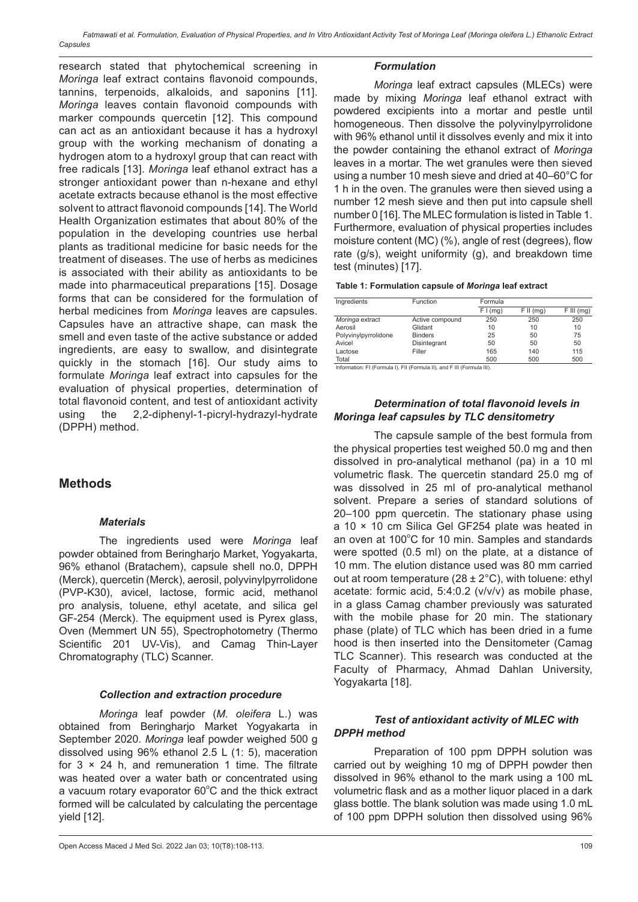research stated that phytochemical screening in *Moringa* leaf extract contains flavonoid compounds, tannins, terpenoids, alkaloids, and saponins [11]. *Moringa* leaves contain flavonoid compounds with marker compounds quercetin [12]. This compound can act as an antioxidant because it has a hydroxyl group with the working mechanism of donating a hydrogen atom to a hydroxyl group that can react with free radicals [13]. *Moringa* leaf ethanol extract has a stronger antioxidant power than n-hexane and ethyl acetate extracts because ethanol is the most effective solvent to attract flavonoid compounds [14]. The World Health Organization estimates that about 80% of the population in the developing countries use herbal plants as traditional medicine for basic needs for the treatment of diseases. The use of herbs as medicines is associated with their ability as antioxidants to be made into pharmaceutical preparations [15]. Dosage forms that can be considered for the formulation of herbal medicines from *Moringa* leaves are capsules. Capsules have an attractive shape, can mask the smell and even taste of the active substance or added ingredients, are easy to swallow, and disintegrate quickly in the stomach [16]. Our study aims to formulate *Moringa* leaf extract into capsules for the evaluation of physical properties, determination of total flavonoid content, and test of antioxidant activity using the 2,2-diphenyl-1-picryl-hydrazyl-hydrate (DPPH) method.

## Methods

### *Materials*

The ingredients used were *Moringa* leaf powder obtained from Beringharjo Market, Yogyakarta, 96% ethanol (Bratachem), capsule shell no.0, DPPH (Merck), quercetin (Merck), aerosil, polyvinylpyrrolidone (PVP-K30), avicel, lactose, formic acid, methanol pro analysis, toluene, ethyl acetate, and silica gel GF-254 (Merck). The equipment used is Pyrex glass, Oven (Memmert UN 55), Spectrophotometry (Thermo Scientific 201 UV-Vis), and Camag Thin-Layer Chromatography (TLC) Scanner.

### *Collection and extraction procedure*

*Moringa* leaf powder (*M. oleifera* L.) was obtained from Beringharjo Market Yogyakarta in September 2020. *Moringa* leaf powder weighed 500 g dissolved using 96% ethanol 2.5 L (1: 5), maceration for 3 × 24 h, and remuneration 1 time. The filtrate was heated over a water bath or concentrated using a vacuum rotary evaporator 60°C and the thick extract formed will be calculated by calculating the percentage yield [12].

### *Formulation*

*Moringa* leaf extract capsules (MLECs) were made by mixing *Moringa* leaf ethanol extract with powdered excipients into a mortar and pestle until homogeneous. Then dissolve the polyvinylpyrrolidone with 96% ethanol until it dissolves evenly and mix it into the powder containing the ethanol extract of *Moringa* leaves in a mortar. The wet granules were then sieved using a number 10 mesh sieve and dried at 40–60°C for 1 h in the oven. The granules were then sieved using a number 12 mesh sieve and then put into capsule shell number 0 [16]. The MLEC formulation is listed in Table 1. Furthermore, evaluation of physical properties includes moisture content (MC) (%), angle of rest (degrees), flow rate (g/s), weight uniformity (g), and breakdown time test (minutes) [17].

**Table 1: Formulation capsule of *Moringa* leaf extract**

| Ingredients | Function | Formula | | |
|---|---|---|---|---|
| | | F I (mg) | F II (mg) | F III (mg) |
| *Moringa* extract | Active compound | 250 | 250 | 250 |
| Aerosil | Glidant | 10 | 10 | 10 |
| Polyvinylpyrrolidone | Binders | 25 | 50 | 75 |
| Avicel | Disintegrant | 50 | 50 | 50 |
| Lactose | Filler | 165 | 140 | 115 |
| Total | | 500 | 500 | 500 |

Information: FI (Formula I), FII (Formula II), and F III (Formula III).

### *Determination of total flavonoid levels in Moringa leaf capsules by TLC densitometry*

The capsule sample of the best formula from the physical properties test weighed 50.0 mg and then dissolved in pro-analytical methanol (pa) in a 10 ml volumetric flask. The quercetin standard 25.0 mg of was dissolved in 25 ml of pro-analytical methanol solvent. Prepare a series of standard solutions of 20–100 ppm quercetin. The stationary phase using a 10 × 10 cm Silica Gel GF254 plate was heated in an oven at 100°C for 10 min. Samples and standards were spotted (0.5 ml) on the plate, at a distance of 10 mm. The elution distance used was 80 mm carried out at room temperature (28 ± 2°C), with toluene: ethyl acetate: formic acid, 5:4:0.2 (v/v/v) as mobile phase, in a glass Camag chamber previously was saturated with the mobile phase for 20 min. The stationary phase (plate) of TLC which has been dried in a fume hood is then inserted into the Densitometer (Camag TLC Scanner). This research was conducted at the Faculty of Pharmacy, Ahmad Dahlan University, Yogyakarta [18].

### *Test of antioxidant activity of MLEC with DPPH method*

Preparation of 100 ppm DPPH solution was carried out by weighing 10 mg of DPPH powder then dissolved in 96% ethanol to the mark using a 100 mL volumetric flask and as a mother liquor placed in a dark glass bottle. The blank solution was made using 1.0 mL of 100 ppm DPPH solution then dissolved using 96%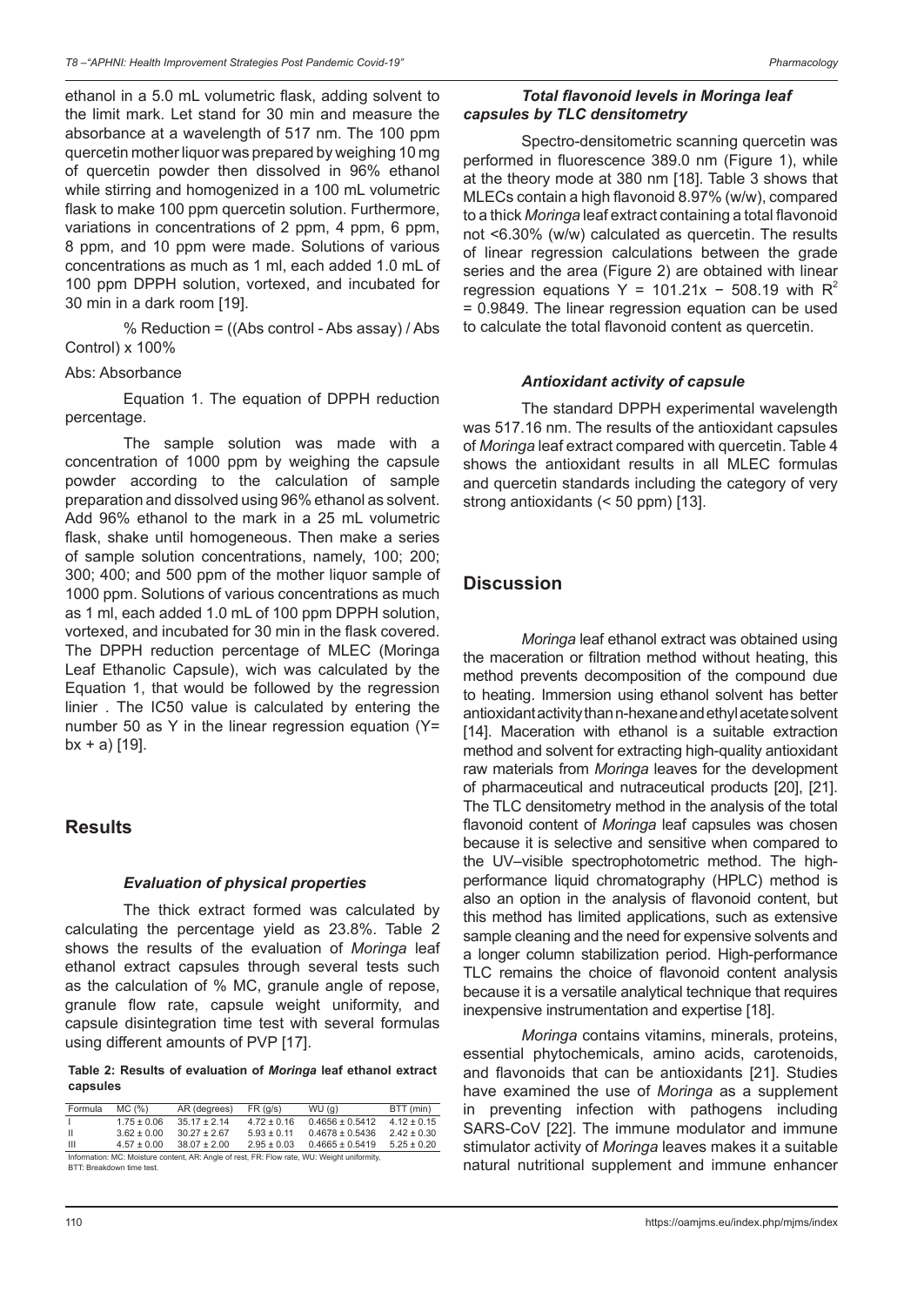ethanol in a 5.0 mL volumetric flask, adding solvent to the limit mark. Let stand for 30 min and measure the absorbance at a wavelength of 517 nm. The 100 ppm quercetin mother liquor was prepared by weighing 10 mg of quercetin powder then dissolved in 96% ethanol while stirring and homogenized in a 100 mL volumetric flask to make 100 ppm quercetin solution. Furthermore, variations in concentrations of 2 ppm, 4 ppm, 6 ppm, 8 ppm, and 10 ppm were made. Solutions of various concentrations as much as 1 ml, each added 1.0 mL of 100 ppm DPPH solution, vortexed, and incubated for 30 min in a dark room [19].

% Reduction = ((Abs control - Abs assay) / Abs Control) x 100%

Abs: Absorbance

Equation 1. The equation of DPPH reduction percentage.

The sample solution was made with a concentration of 1000 ppm by weighing the capsule powder according to the calculation of sample preparation and dissolved using 96% ethanol as solvent. Add 96% ethanol to the mark in a 25 mL volumetric flask, shake until homogeneous. Then make a series of sample solution concentrations, namely, 100; 200; 300; 400; and 500 ppm of the mother liquor sample of 1000 ppm. Solutions of various concentrations as much as 1 ml, each added 1.0 mL of 100 ppm DPPH solution, vortexed, and incubated for 30 min in the flask covered. The DPPH reduction percentage of MLEC (Moringa Leaf Ethanolic Capsule), wich was calculated by the Equation 1, that would be followed by the regression linier . The IC50 value is calculated by entering the number 50 as Y in the linear regression equation ($Y = bx + a$) [19].

## Results

### *Evaluation of physical properties*

The thick extract formed was calculated by calculating the percentage yield as 23.8%. Table 2 shows the results of the evaluation of *Moringa* leaf ethanol extract capsules through several tests such as the calculation of % MC, granule angle of repose, granule flow rate, capsule weight uniformity, and capsule disintegration time test with several formulas using different amounts of PVP [17].

**Table 2: Results of evaluation of *Moringa* leaf ethanol extract capsules**

| Formula | MC (%) | AR (degrees) | FR (g/s) | WU (g) | BTT (min) |
|---|---|---|---|---|---|
| I | 1.75 ± 0.06 | 35.17 ± 2.14 | 4.72 ± 0.16 | 0.4656 ± 0.5412 | 4.12 ± 0.15 |
| II | 3.62 ± 0.00 | 30.27 ± 2.67 | 5.93 ± 0.11 | 0.4678 ± 0.5436 | 2.42 ± 0.30 |
| III | 4.57 ± 0.00 | 38.07 ± 2.00 | 2.95 ± 0.03 | 0.4665 ± 0.5419 | 5.25 ± 0.20 |

Information: MC: Moisture content, AR: Angle of rest, FR: Flow rate, WU: Weight uniformity, BTT: Breakdown time test.

### *Total flavonoid levels in Moringa leaf capsules by TLC densitometry*

Spectro-densitometric scanning quercetin was performed in fluorescence 389.0 nm (Figure 1), while at the theory mode at 380 nm [18]. Table 3 shows that MLECs contain a high flavonoid 8.97% (w/w), compared to a thick *Moringa* leaf extract containing a total flavonoid not <6.30% (w/w) calculated as quercetin. The results of linear regression calculations between the grade series and the area (Figure 2) are obtained with linear regression equations $Y = 101.21x - 508.19$ with $R^2 = 0.9849$. The linear regression equation can be used to calculate the total flavonoid content as quercetin.

### *Antioxidant activity of capsule*

The standard DPPH experimental wavelength was 517.16 nm. The results of the antioxidant capsules of *Moringa* leaf extract compared with quercetin. Table 4 shows the antioxidant results in all MLEC formulas and quercetin standards including the category of very strong antioxidants (< 50 ppm) [13].

## Discussion

*Moringa* leaf ethanol extract was obtained using the maceration or filtration method without heating, this method prevents decomposition of the compound due to heating. Immersion using ethanol solvent has better antioxidant activity than n-hexane and ethyl acetate solvent [14]. Maceration with ethanol is a suitable extraction method and solvent for extracting high-quality antioxidant raw materials from *Moringa* leaves for the development of pharmaceutical and nutraceutical products [20], [21]. The TLC densitometry method in the analysis of the total flavonoid content of *Moringa* leaf capsules was chosen because it is selective and sensitive when compared to the UV–visible spectrophotometric method. The high-performance liquid chromatography (HPLC) method is also an option in the analysis of flavonoid content, but this method has limited applications, such as extensive sample cleaning and the need for expensive solvents and a longer column stabilization period. High-performance TLC remains the choice of flavonoid content analysis because it is a versatile analytical technique that requires inexpensive instrumentation and expertise [18].

*Moringa* contains vitamins, minerals, proteins, essential phytochemicals, amino acids, carotenoids, and flavonoids that can be antioxidants [21]. Studies have examined the use of *Moringa* as a supplement in preventing infection with pathogens including SARS-CoV [22]. The immune modulator and immune stimulator activity of *Moringa* leaves makes it a suitable natural nutritional supplement and immune enhancer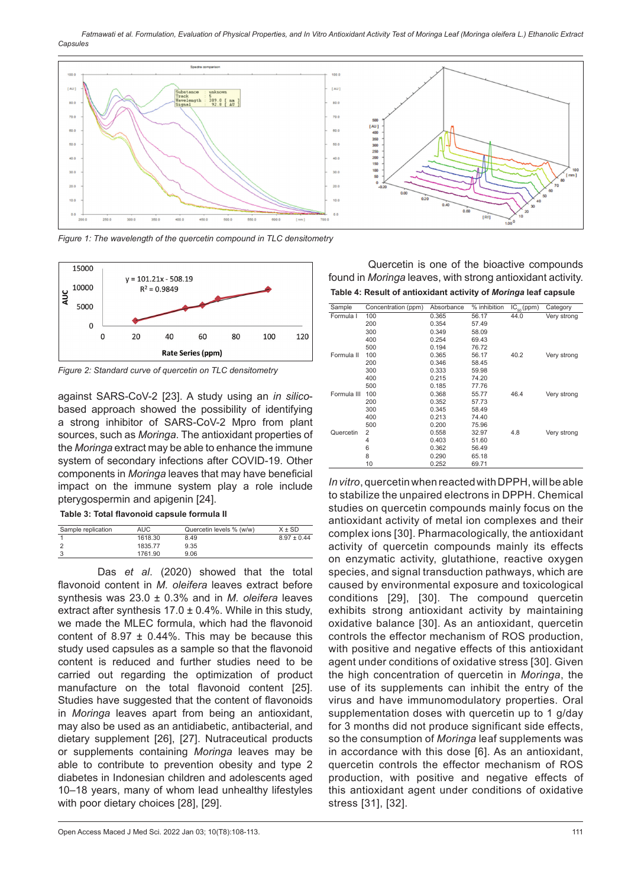Figure 1: The wavelength of the quercetin compound in TLC densitometry

Figure 2: Standard curve of quercetin on TLC densitometry

against SARS-CoV-2 [23]. A study using an *in silico*-based approach showed the possibility of identifying a strong inhibitor of SARS-CoV-2 Mpro from plant sources, such as *Moringa*. The antioxidant properties of the *Moringa* extract may be able to enhance the immune system of secondary infections after COVID-19. Other components in *Moringa* leaves that may have beneficial impact on the immune system play a role include pterygospermin and apigenin [24].

**Table 3: Total flavonoid capsule formula II**

| Sample replication | AUC | Quercetin levels % (w/w) | X ± SD |
|---|---|---|---|
| 1 | 1618.30 | 8.49 | 8.97 ± 0.44 |
| 2 | 1835.77 | 9.35 | |
| 3 | 1761.90 | 9.06 | |

Das *et al*. (2020) showed that the total flavonoid content in *M. oleifera* leaves extract before synthesis was 23.0 ± 0.3% and in *M. oleifera* leaves extract after synthesis 17.0 ± 0.4%. While in this study, we made the MLEC formula, which had the flavonoid content of 8.97 ± 0.44%. This may be because this study used capsules as a sample so that the flavonoid content is reduced and further studies need to be carried out regarding the optimization of product manufacture on the total flavonoid content [25]. Studies have suggested that the content of flavonoids in *Moringa* leaves apart from being an antioxidant, may also be used as an antidiabetic, antibacterial, and dietary supplement [26], [27]. Nutraceutical products or supplements containing *Moringa* leaves may be able to contribute to prevention obesity and type 2 diabetes in Indonesian children and adolescents aged 10–18 years, many of whom lead unhealthy lifestyles with poor dietary choices [28], [29].

Quercetin is one of the bioactive compounds found in *Moringa* leaves, with strong antioxidant activity.

**Table 4: Result of antioxidant activity of *Moringa* leaf capsule**

| Sample | Concentration (ppm) | Absorbance | % inhibition | $IC_{50}$ (ppm) | Category |
|---|---|---|---|---|---|
| Formula I | 100 | 0.365 | 56.17 | 44.0 | Very strong |
| | 200 | 0.354 | 57.49 | | |
| | 300 | 0.349 | 58.09 | | |
| | 400 | 0.254 | 69.43 | | |
| | 500 | 0.194 | 76.72 | | |
| Formula II | 100 | 0.365 | 56.17 | 40.2 | Very strong |
| | 200 | 0.346 | 58.45 | | |
| | 300 | 0.333 | 59.98 | | |
| | 400 | 0.215 | 74.20 | | |
| | 500 | 0.185 | 77.76 | | |
| Formula III | 100 | 0.368 | 55.77 | 46.4 | Very strong |
| | 200 | 0.352 | 57.73 | | |
| | 300 | 0.345 | 58.49 | | |
| | 400 | 0.213 | 74.40 | | |
| | 500 | 0.200 | 75.96 | | |
| Quercetin | 2 | 0.558 | 32.97 | 4.8 | Very strong |
| | 4 | 0.403 | 51.60 | | |
| | 6 | 0.362 | 56.49 | | |
| | 8 | 0.290 | 65.18 | | |
| | 10 | 0.252 | 69.71 | | |

*In vitro*, quercetin when reacted with DPPH, will be able to stabilize the unpaired electrons in DPPH. Chemical studies on quercetin compounds mainly focus on the antioxidant activity of metal ion complexes and their complex ions [30]. Pharmacologically, the antioxidant activity of quercetin compounds mainly its effects on enzymatic activity, glutathione, reactive oxygen species, and signal transduction pathways, which are caused by environmental exposure and toxicological conditions [29], [30]. The compound quercetin exhibits strong antioxidant activity by maintaining oxidative balance [30]. As an antioxidant, quercetin controls the effector mechanism of ROS production, with positive and negative effects of this antioxidant agent under conditions of oxidative stress [30]. Given the high concentration of quercetin in *Moringa*, the use of its supplements can inhibit the entry of the virus and have immunomodulatory properties. Oral supplementation doses with quercetin up to 1 g/day for 3 months did not produce significant side effects, so the consumption of *Moringa* leaf supplements was in accordance with this dose [6]. As an antioxidant, quercetin controls the effector mechanism of ROS production, with positive and negative effects of this antioxidant agent under conditions of oxidative stress [31], [32].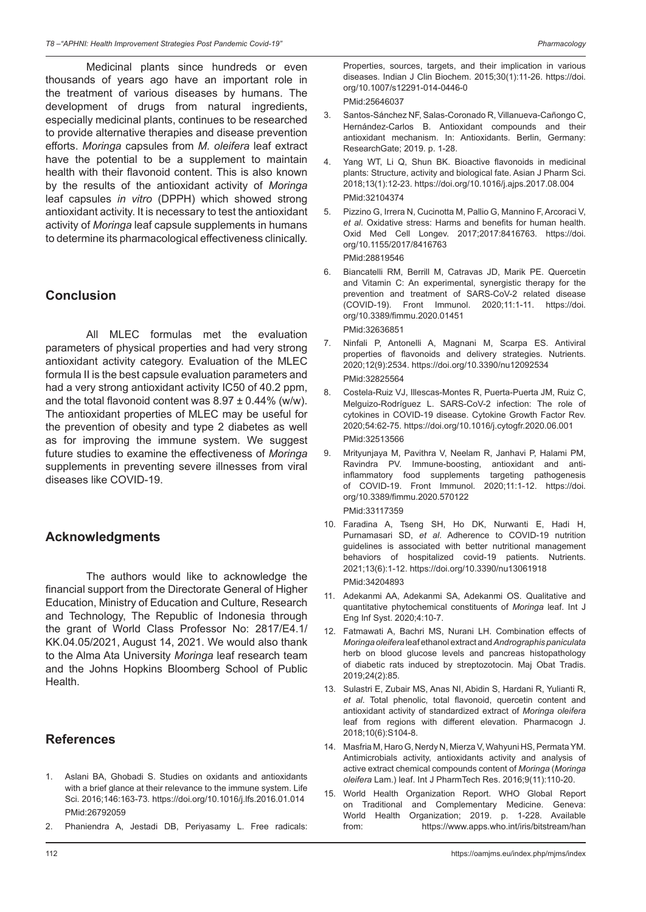Medicinal plants since hundreds or even thousands of years ago have an important role in the treatment of various diseases by humans. The development of drugs from natural ingredients, especially medicinal plants, continues to be researched to provide alternative therapies and disease prevention efforts. *Moringa* capsules from *M. oleifera* leaf extract have the potential to be a supplement to maintain health with their flavonoid content. This is also known by the results of the antioxidant activity of *Moringa* leaf capsules *in vitro* (DPPH) which showed strong antioxidant activity. It is necessary to test the antioxidant activity of *Moringa* leaf capsule supplements in humans to determine its pharmacological effectiveness clinically.

## Conclusion

All MLEC formulas met the evaluation parameters of physical properties and had very strong antioxidant activity category. Evaluation of the MLEC formula II is the best capsule evaluation parameters and had a very strong antioxidant activity IC50 of 40.2 ppm, and the total flavonoid content was $8.97 \pm 0.44\%$ (w/w). The antioxidant properties of MLEC may be useful for the prevention of obesity and type 2 diabetes as well as for improving the immune system. We suggest future studies to examine the effectiveness of *Moringa* supplements in preventing severe illnesses from viral diseases like COVID-19.

## Acknowledgments

The authors would like to acknowledge the financial support from the Directorate General of Higher Education, Ministry of Education and Culture, Research and Technology, The Republic of Indonesia through the grant of World Class Professor No: 2817/E4.1/KK.04.05/2021, August 14, 2021. We would also thank to the Alma Ata University *Moringa* leaf research team and the Johns Hopkins Bloomberg School of Public Health.

## References

1. Aslani BA, Ghobadi S. Studies on oxidants and antioxidants with a brief glance at their relevance to the immune system. Life Sci. 2016;146:163-73. https://doi.org/10.1016/j.lfs.2016.01.014 PMid:26792059
2. Phaniendra A, Jestadi DB, Periyasamy L. Free radicals: Properties, sources, targets, and their implication in various diseases. Indian J Clin Biochem. 2015;30(1):11-26. https://doi.org/10.1007/s12291-014-0446-0 PMid:25646037
3. Santos-Sánchez NF, Salas-Coronado R, Villanueva-Cañongo C, Hernández-Carlos B. Antioxidant compounds and their antioxidant mechanism. In: Antioxidants. Berlin, Germany: ResearchGate; 2019. p. 1-28.
4. Yang WT, Li Q, Shun BK. Bioactive flavonoids in medicinal plants: Structure, activity and biological fate. Asian J Pharm Sci. 2018;13(1):12-23. https://doi.org/10.1016/j.ajps.2017.08.004 PMid:32104374
5. Pizzino G, Irrera N, Cucinotta M, Pallio G, Mannino F, Arcoraci V, *et al*. Oxidative stress: Harms and benefits for human health. Oxid Med Cell Longev. 2017;2017:8416763. https://doi.org/10.1155/2017/8416763 PMid:28819546
6. Biancatelli RM, Berrill M, Catravas JD, Marik PE. Quercetin and Vitamin C: An experimental, synergistic therapy for the prevention and treatment of SARS-CoV-2 related disease (COVID-19). Front Immunol. 2020;11:1-11. https://doi.org/10.3389/fimmu.2020.01451 PMid:32636851
7. Ninfali P, Antonelli A, Magnani M, Scarpa ES. Antiviral properties of flavonoids and delivery strategies. Nutrients. 2020;12(9):2534. https://doi.org/10.3390/nu12092534 PMid:32825564
8. Costela-Ruiz VJ, Illescas-Montes R, Puerta-Puerta JM, Ruiz C, Melguizo-Rodríguez L. SARS-CoV-2 infection: The role of cytokines in COVID-19 disease. Cytokine Growth Factor Rev. 2020;54:62-75. https://doi.org/10.1016/j.cytogfr.2020.06.001 PMid:32513566
9. Mrityunjaya M, Pavithra V, Neelam R, Janhavi P, Halami PM, Ravindra PV. Immune-boosting, antioxidant and anti-inflammatory food supplements targeting pathogenesis of COVID-19. Front Immunol. 2020;11:1-12. https://doi.org/10.3389/fimmu.2020.570122 PMid:33117359
10. Faradina A, Tseng SH, Ho DK, Nurwanti E, Hadi H, Purnamasari SD, *et al*. Adherence to COVID-19 nutrition guidelines is associated with better nutritional management behaviors of hospitalized covid-19 patients. Nutrients. 2021;13(6):1-12. https://doi.org/10.3390/nu13061918 PMid:34204893
11. Adekanmi AA, Adekanmi SA, Adekanmi OS. Qualitative and quantitative phytochemical constituents of *Moringa* leaf. Int J Eng Inf Syst. 2020;4:10-7.
12. Fatmawati A, Bachri MS, Nurani LH. Combination effects of *Moringa oleifera* leaf ethanol extract and *Andrographis paniculata* herb on blood glucose levels and pancreas histopathology of diabetic rats induced by streptozotocin. Maj Obat Tradis. 2019;24(2):85.
13. Sulastri E, Zubair MS, Anas NI, Abidin S, Hardani R, Yulianti R, *et al*. Total phenolic, total flavonoid, quercetin content and antioxidant activity of standardized extract of *Moringa oleifera* leaf from regions with different elevation. Pharmacogn J. 2018;10(6):S104-8.
14. Masfria M, Haro G, Nerdy N, Mierza V, Wahyuni HS, Permata YM. Antimicrobials activity, antioxidants activity and analysis of active extract chemical compounds content of *Moringa* (*Moringa oleifera* Lam.) leaf. Int J PharmTech Res. 2016;9(11):110-20.
15. World Health Organization Report. WHO Global Report on Traditional and Complementary Medicine. Geneva: World Health Organization; 2019. p. 1-228. Available from: https://www.apps.who.int/iris/bitstream/han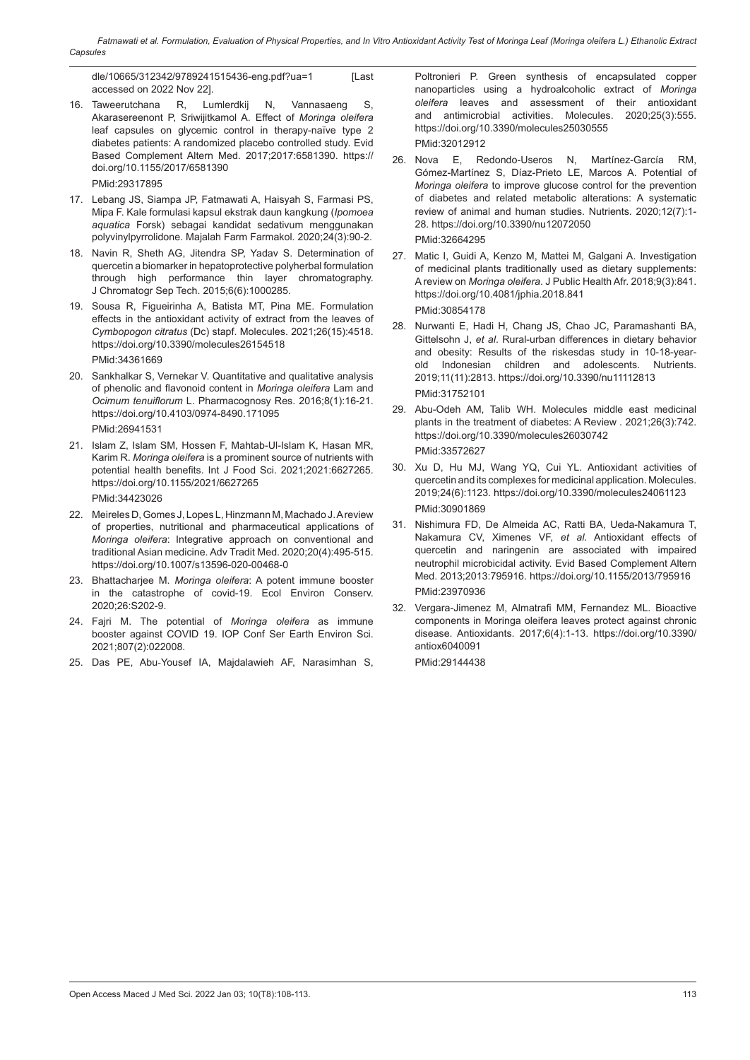dle/10665/312342/9789241515436-eng.pdf?ua=1 [Last accessed on 2022 Nov 22].

16. Taweerutchana R, Lumlerdkij N, Vannasaeng S, Akarasereenont P, Sriwijitkamol A. Effect of *Moringa oleifera* leaf capsules on glycemic control in therapy-naïve type 2 diabetes patients: A randomized placebo controlled study. Evid Based Complement Altern Med. 2017;2017:6581390. https://doi.org/10.1155/2017/6581390
    PMid:29317895
17. Lebang JS, Siampa JP, Fatmawati A, Haisyah S, Farmasi PS, Mipa F. Kale formulasi kapsul ekstrak daun kangkung (*Ipomoea aquatica* Forsk) sebagai kandidat sedativum menggunakan polyvinylpyrrolidone. Majalah Farm Farmakol. 2020;24(3):90-2.
18. Navin R, Sheth AG, Jitendra SP, Yadav S. Determination of quercetin a biomarker in hepatoprotective polyherbal formulation through high performance thin layer chromatography. J Chromatogr Sep Tech. 2015;6(6):1000285.
19. Sousa R, Figueirinha A, Batista MT, Pina ME. Formulation effects in the antioxidant activity of extract from the leaves of *Cymbopogon citratus* (Dc) stapf. Molecules. 2021;26(15):4518. https://doi.org/10.3390/molecules26154518
    PMid:34361669
20. Sankhalkar S, Vernekar V. Quantitative and qualitative analysis of phenolic and flavonoid content in *Moringa oleifera* Lam and *Ocimum tenuiflorum* L. Pharmacognosy Res. 2016;8(1):16-21. https://doi.org/10.4103/0974-8490.171095
    PMid:26941531
21. Islam Z, Islam SM, Hossen F, Mahtab-Ul-Islam K, Hasan MR, Karim R. *Moringa oleifera* is a prominent source of nutrients with potential health benefits. Int J Food Sci. 2021;2021:6627265. https://doi.org/10.1155/2021/6627265
    PMid:34423026
22. Meireles D, Gomes J, Lopes L, Hinzmann M, Machado J. A review of properties, nutritional and pharmaceutical applications of *Moringa oleifera*: Integrative approach on conventional and traditional Asian medicine. Adv Tradit Med. 2020;20(4):495-515. https://doi.org/10.1007/s13596-020-00468-0
23. Bhattacharjee M. *Moringa oleifera*: A potent immune booster in the catastrophe of covid-19. Ecol Environ Conserv. 2020;26:S202-9.
24. Fajri M. The potential of *Moringa oleifera* as immune booster against COVID 19. IOP Conf Ser Earth Environ Sci. 2021;807(2):022008.
25. Das PE, Abu-Yousef IA, Majdalawieh AF, Narasimhan S, Poltronieri P. Green synthesis of encapsulated copper nanoparticles using a hydroalcoholic extract of *Moringa oleifera* leaves and assessment of their antioxidant and antimicrobial activities. Molecules. 2020;25(3):555. https://doi.org/10.3390/molecules25030555
    PMid:32012912
26. Nova E, Redondo-Useros N, Martínez-García RM, Gómez-Martínez S, Díaz-Prieto LE, Marcos A. Potential of *Moringa oleifera* to improve glucose control for the prevention of diabetes and related metabolic alterations: A systematic review of animal and human studies. Nutrients. 2020;12(7):1-28. https://doi.org/10.3390/nu12072050
    PMid:32664295
27. Matic I, Guidi A, Kenzo M, Mattei M, Galgani A. Investigation of medicinal plants traditionally used as dietary supplements: A review on *Moringa oleifera*. J Public Health Afr. 2018;9(3):841. https://doi.org/10.4081/jphia.2018.841
    PMid:30854178
28. Nurwanti E, Hadi H, Chang JS, Chao JC, Paramashanti BA, Gittelsohn J, *et al*. Rural-urban differences in dietary behavior and obesity: Results of the riskesdas study in 10-18-year-old Indonesian children and adolescents. Nutrients. 2019;11(11):2813. https://doi.org/10.3390/nu11112813
    PMid:31752101
29. Abu-Odeh AM, Talib WH. Molecules middle east medicinal plants in the treatment of diabetes: A Review . 2021;26(3):742. https://doi.org/10.3390/molecules26030742
    PMid:33572627
30. Xu D, Hu MJ, Wang YQ, Cui YL. Antioxidant activities of quercetin and its complexes for medicinal application. Molecules. 2019;24(6):1123. https://doi.org/10.3390/molecules24061123
    PMid:30901869
31. Nishimura FD, De Almeida AC, Ratti BA, Ueda-Nakamura T, Nakamura CV, Ximenes VF, *et al*. Antioxidant effects of quercetin and naringenin are associated with impaired neutrophil microbicidal activity. Evid Based Complement Altern Med. 2013;2013:795916. https://doi.org/10.1155/2013/795916
    PMid:23970936
32. Vergara-Jimenez M, Almatrafi MM, Fernandez ML. Bioactive components in Moringa oleifera leaves protect against chronic disease. Antioxidants. 2017;6(4):1-13. https://doi.org/10.3390/antiox6040091
    PMid:29144438